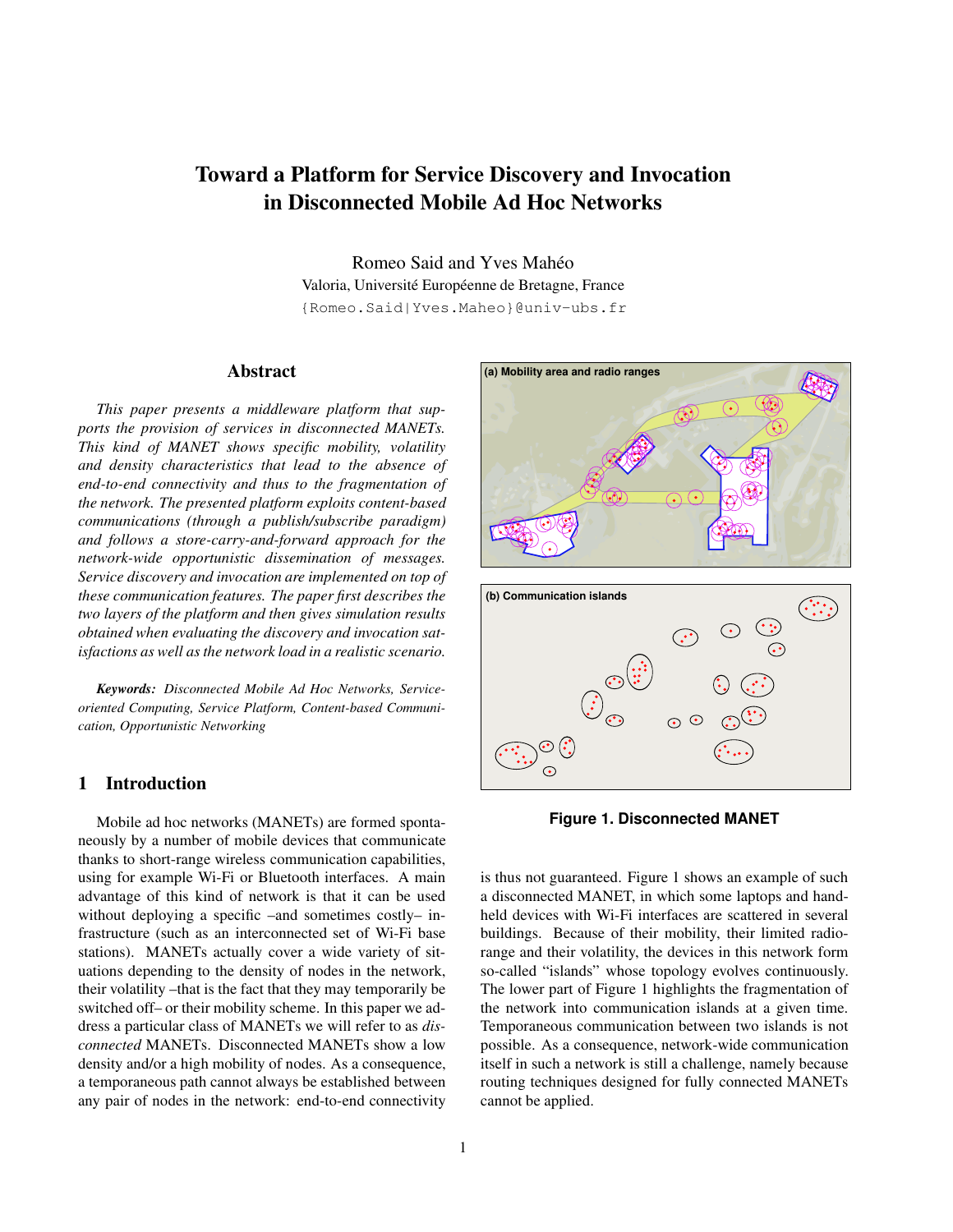# Toward a Platform for Service Discovery and Invocation in Disconnected Mobile Ad Hoc Networks

Romeo Said and Yves Mahéo
Valoria, Université Européenne de Bretagne, France
{Romeo.Said|Yves.Maheo}@univ-ubs.fr

## Abstract

*This paper presents a middleware platform that supports the provision of services in disconnected MANETs. This kind of MANET shows specific mobility, volatility and density characteristics that lead to the absence of end-to-end connectivity and thus to the fragmentation of the network. The presented platform exploits content-based communications (through a publish/subscribe paradigm) and follows a store-carry-and-forward approach for the network-wide opportunistic dissemination of messages. Service discovery and invocation are implemented on top of these communication features. The paper first describes the two layers of the platform and then gives simulation results obtained when evaluating the discovery and invocation satisfactions as well as the network load in a realistic scenario.*

***Keywords:*** *Disconnected Mobile Ad Hoc Networks, Service-oriented Computing, Service Platform, Content-based Communication, Opportunistic Networking*

## 1 Introduction

Mobile ad hoc networks (MANETs) are formed spontaneously by a number of mobile devices that communicate thanks to short-range wireless communication capabilities, using for example Wi-Fi or Bluetooth interfaces. A main advantage of this kind of network is that it can be used without deploying a specific –and sometimes costly– infrastructure (such as an interconnected set of Wi-Fi base stations). MANETs actually cover a wide variety of situations depending to the density of nodes in the network, their volatility –that is the fact that they may temporarily be switched off– or their mobility scheme. In this paper we address a particular class of MANETs we will refer to as *disconnected* MANETs. Disconnected MANETs show a low density and/or a high mobility of nodes. As a consequence, a temporaneous path cannot always be established between any pair of nodes in the network: end-to-end connectivity is thus not guaranteed. Figure 1 shows an example of such a disconnected MANET, in which some laptops and hand-held devices with Wi-Fi interfaces are scattered in several buildings. Because of their mobility, their limited radio-range and their volatility, the devices in this network form so-called "islands" whose topology evolves continuously. The lower part of Figure 1 highlights the fragmentation of the network into communication islands at a given time. Temporaneous communication between two islands is not possible. As a consequence, network-wide communication itself in such a network is still a challenge, namely because routing techniques designed for fully connected MANETs cannot be applied.

(a) Mobility area and radio ranges

(b) Communication islands

**Figure 1. Disconnected MANET**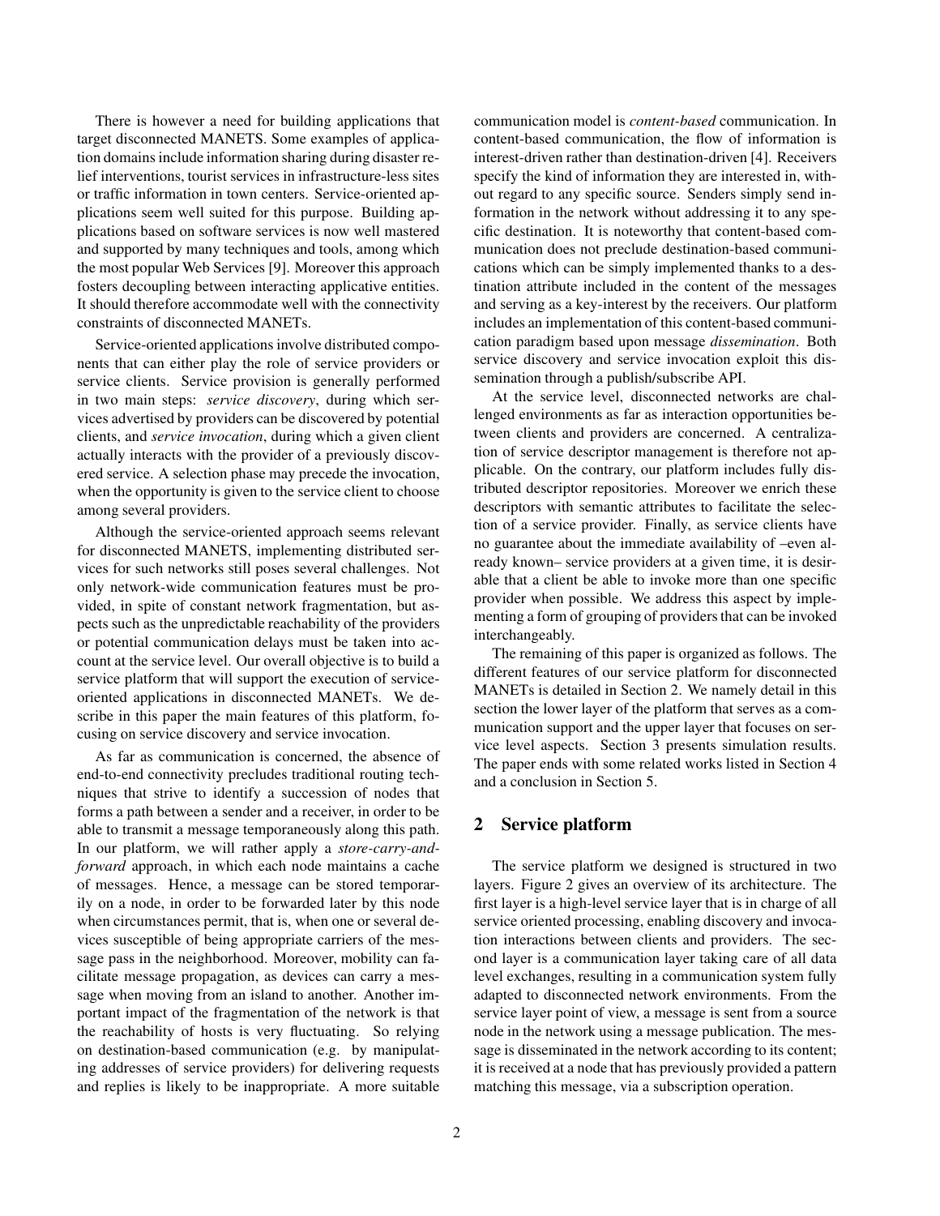There is however a need for building applications that target disconnected MANETS. Some examples of application domains include information sharing during disaster relief interventions, tourist services in infrastructure-less sites or traffic information in town centers. Service-oriented applications seem well suited for this purpose. Building applications based on software services is now well mastered and supported by many techniques and tools, among which the most popular Web Services [9]. Moreover this approach fosters decoupling between interacting applicative entities. It should therefore accommodate well with the connectivity constraints of disconnected MANETs.

Service-oriented applications involve distributed components that can either play the role of service providers or service clients. Service provision is generally performed in two main steps: *service discovery*, during which services advertised by providers can be discovered by potential clients, and *service invocation*, during which a given client actually interacts with the provider of a previously discovered service. A selection phase may precede the invocation, when the opportunity is given to the service client to choose among several providers.

Although the service-oriented approach seems relevant for disconnected MANETS, implementing distributed services for such networks still poses several challenges. Not only network-wide communication features must be provided, in spite of constant network fragmentation, but aspects such as the unpredictable reachability of the providers or potential communication delays must be taken into account at the service level. Our overall objective is to build a service platform that will support the execution of service-oriented applications in disconnected MANETs. We describe in this paper the main features of this platform, focusing on service discovery and service invocation.

As far as communication is concerned, the absence of end-to-end connectivity precludes traditional routing techniques that strive to identify a succession of nodes that forms a path between a sender and a receiver, in order to be able to transmit a message temporaneously along this path. In our platform, we will rather apply a *store-carry-and-forward* approach, in which each node maintains a cache of messages. Hence, a message can be stored temporarily on a node, in order to be forwarded later by this node when circumstances permit, that is, when one or several devices susceptible of being appropriate carriers of the message pass in the neighborhood. Moreover, mobility can facilitate message propagation, as devices can carry a message when moving from an island to another. Another important impact of the fragmentation of the network is that the reachability of hosts is very fluctuating. So relying on destination-based communication (e.g. by manipulating addresses of service providers) for delivering requests and replies is likely to be inappropriate. A more suitable communication model is *content-based* communication. In content-based communication, the flow of information is interest-driven rather than destination-driven [4]. Receivers specify the kind of information they are interested in, without regard to any specific source. Senders simply send information in the network without addressing it to any specific destination. It is noteworthy that content-based communication does not preclude destination-based communications which can be simply implemented thanks to a destination attribute included in the content of the messages and serving as a key-interest by the receivers. Our platform includes an implementation of this content-based communication paradigm based upon message *dissemination*. Both service discovery and service invocation exploit this dissemination through a publish/subscribe API.

At the service level, disconnected networks are challenged environments as far as interaction opportunities between clients and providers are concerned. A centralization of service descriptor management is therefore not applicable. On the contrary, our platform includes fully distributed descriptor repositories. Moreover we enrich these descriptors with semantic attributes to facilitate the selection of a service provider. Finally, as service clients have no guarantee about the immediate availability of –even already known– service providers at a given time, it is desirable that a client be able to invoke more than one specific provider when possible. We address this aspect by implementing a form of grouping of providers that can be invoked interchangeably.

The remaining of this paper is organized as follows. The different features of our service platform for disconnected MANETs is detailed in Section 2. We namely detail in this section the lower layer of the platform that serves as a communication support and the upper layer that focuses on service level aspects. Section 3 presents simulation results. The paper ends with some related works listed in Section 4 and a conclusion in Section 5.

## 2 Service platform

The service platform we designed is structured in two layers. Figure 2 gives an overview of its architecture. The first layer is a high-level service layer that is in charge of all service oriented processing, enabling discovery and invocation interactions between clients and providers. The second layer is a communication layer taking care of all data level exchanges, resulting in a communication system fully adapted to disconnected network environments. From the service layer point of view, a message is sent from a source node in the network using a message publication. The message is disseminated in the network according to its content; it is received at a node that has previously provided a pattern matching this message, via a subscription operation.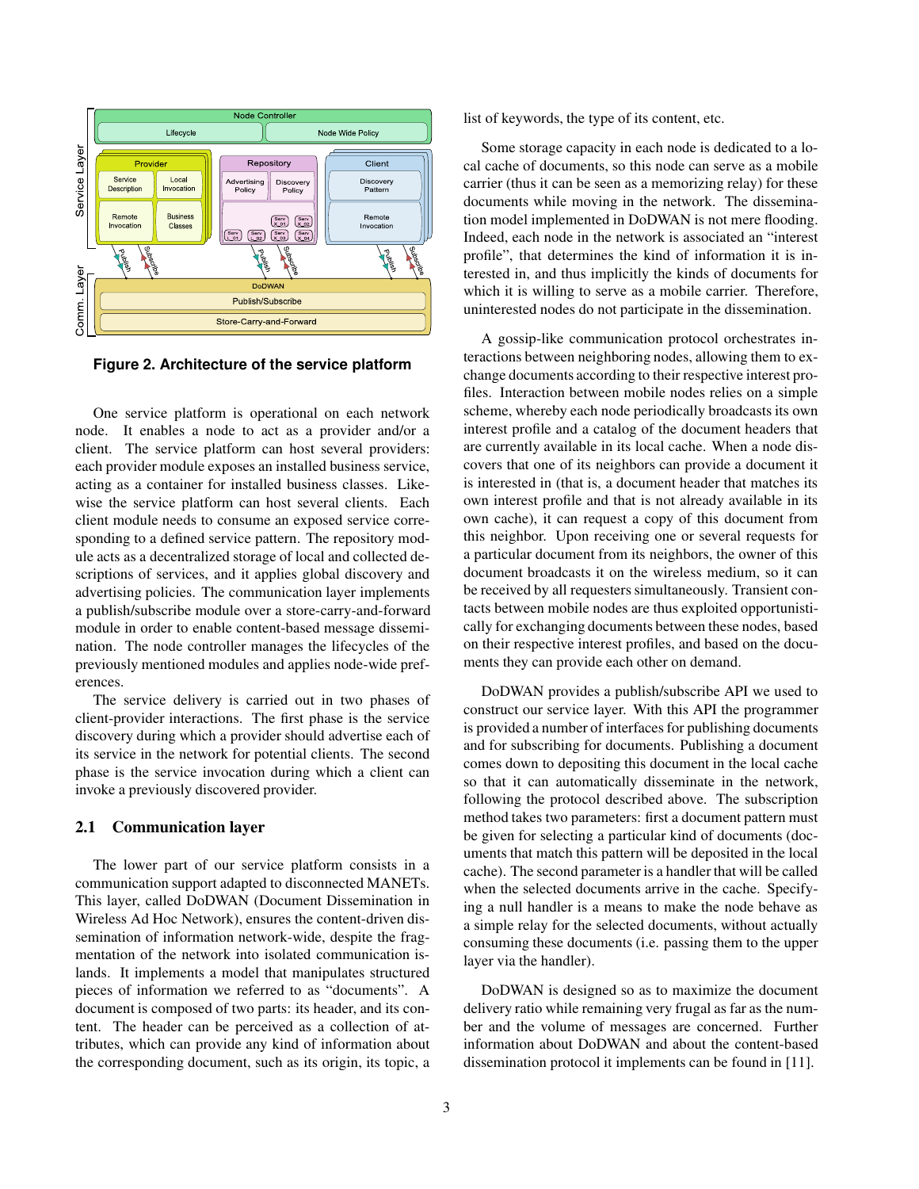Figure 2. Architecture of the service platform

One service platform is operational on each network node. It enables a node to act as a provider and/or a client. The service platform can host several providers: each provider module exposes an installed business service, acting as a container for installed business classes. Likewise the service platform can host several clients. Each client module needs to consume an exposed service corresponding to a defined service pattern. The repository module acts as a decentralized storage of local and collected descriptions of services, and it applies global discovery and advertising policies. The communication layer implements a publish/subscribe module over a store-carry-and-forward module in order to enable content-based message dissemination. The node controller manages the lifecycles of the previously mentioned modules and applies node-wide preferences.

The service delivery is carried out in two phases of client-provider interactions. The first phase is the service discovery during which a provider should advertise each of its service in the network for potential clients. The second phase is the service invocation during which a client can invoke a previously discovered provider.

## 2.1 Communication layer

The lower part of our service platform consists in a communication support adapted to disconnected MANETs. This layer, called DoDWAN (Document Dissemination in Wireless Ad Hoc Network), ensures the content-driven dissemination of information network-wide, despite the fragmentation of the network into isolated communication islands. It implements a model that manipulates structured pieces of information we referred to as "documents". A document is composed of two parts: its header, and its content. The header can be perceived as a collection of attributes, which can provide any kind of information about the corresponding document, such as its origin, its topic, a list of keywords, the type of its content, etc.

Some storage capacity in each node is dedicated to a local cache of documents, so this node can serve as a mobile carrier (thus it can be seen as a memorizing relay) for these documents while moving in the network. The dissemination model implemented in DoDWAN is not mere flooding. Indeed, each node in the network is associated an "interest profile", that determines the kind of information it is interested in, and thus implicitly the kinds of documents for which it is willing to serve as a mobile carrier. Therefore, uninterested nodes do not participate in the dissemination.

A gossip-like communication protocol orchestrates interactions between neighboring nodes, allowing them to exchange documents according to their respective interest profiles. Interaction between mobile nodes relies on a simple scheme, whereby each node periodically broadcasts its own interest profile and a catalog of the document headers that are currently available in its local cache. When a node discovers that one of its neighbors can provide a document it is interested in (that is, a document header that matches its own interest profile and that is not already available in its own cache), it can request a copy of this document from this neighbor. Upon receiving one or several requests for a particular document from its neighbors, the owner of this document broadcasts it on the wireless medium, so it can be received by all requesters simultaneously. Transient contacts between mobile nodes are thus exploited opportunistically for exchanging documents between these nodes, based on their respective interest profiles, and based on the documents they can provide each other on demand.

DoDWAN provides a publish/subscribe API we used to construct our service layer. With this API the programmer is provided a number of interfaces for publishing documents and for subscribing for documents. Publishing a document comes down to depositing this document in the local cache so that it can automatically disseminate in the network, following the protocol described above. The subscription method takes two parameters: first a document pattern must be given for selecting a particular kind of documents (documents that match this pattern will be deposited in the local cache). The second parameter is a handler that will be called when the selected documents arrive in the cache. Specifying a null handler is a means to make the node behave as a simple relay for the selected documents, without actually consuming these documents (i.e. passing them to the upper layer via the handler).

DoDWAN is designed so as to maximize the document delivery ratio while remaining very frugal as far as the number and the volume of messages are concerned. Further information about DoDWAN and about the content-based dissemination protocol it implements can be found in [11].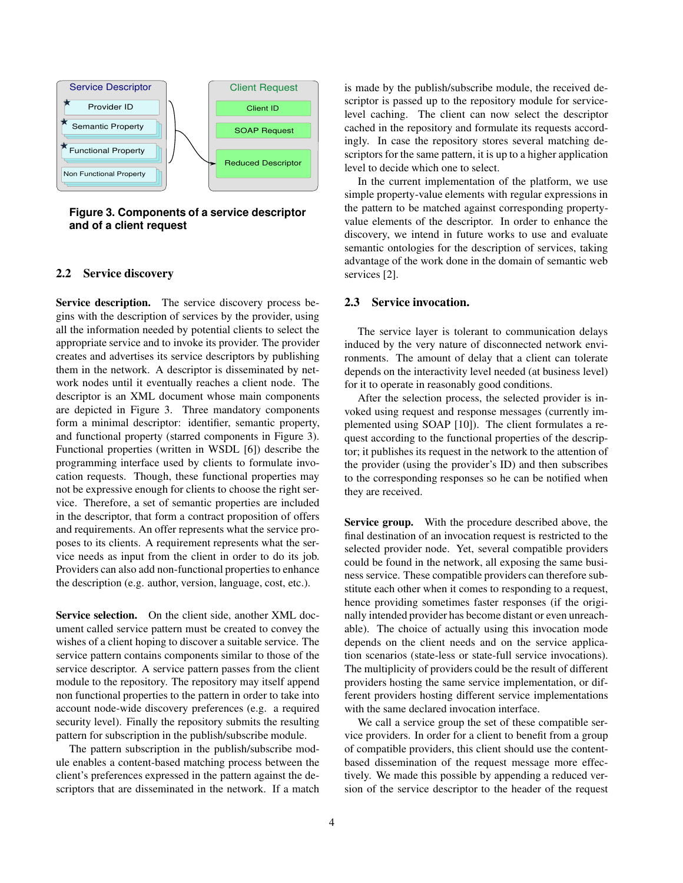Figure 3. Components of a service descriptor and of a client request

### 2.2 Service discovery

**Service description.** The service discovery process begins with the description of services by the provider, using all the information needed by potential clients to select the appropriate service and to invoke its provider. The provider creates and advertises its service descriptors by publishing them in the network. A descriptor is disseminated by network nodes until it eventually reaches a client node. The descriptor is an XML document whose main components are depicted in Figure 3. Three mandatory components form a minimal descriptor: identifier, semantic property, and functional property (starred components in Figure 3). Functional properties (written in WSDL [6]) describe the programming interface used by clients to formulate invocation requests. Though, these functional properties may not be expressive enough for clients to choose the right service. Therefore, a set of semantic properties are included in the descriptor, that form a contract proposition of offers and requirements. An offer represents what the service proposes to its clients. A requirement represents what the service needs as input from the client in order to do its job. Providers can also add non-functional properties to enhance the description (e.g. author, version, language, cost, etc.).

**Service selection.** On the client side, another XML document called service pattern must be created to convey the wishes of a client hoping to discover a suitable service. The service pattern contains components similar to those of the service descriptor. A service pattern passes from the client module to the repository. The repository may itself append non functional properties to the pattern in order to take into account node-wide discovery preferences (e.g. a required security level). Finally the repository submits the resulting pattern for subscription in the publish/subscribe module.

The pattern subscription in the publish/subscribe module enables a content-based matching process between the client's preferences expressed in the pattern against the descriptors that are disseminated in the network. If a match is made by the publish/subscribe module, the received descriptor is passed up to the repository module for service-level caching. The client can now select the descriptor cached in the repository and formulate its requests accordingly. In case the repository stores several matching descriptors for the same pattern, it is up to a higher application level to decide which one to select.

In the current implementation of the platform, we use simple property-value elements with regular expressions in the pattern to be matched against corresponding property-value elements of the descriptor. In order to enhance the discovery, we intend in future works to use and evaluate semantic ontologies for the description of services, taking advantage of the work done in the domain of semantic web services [2].

### 2.3 Service invocation.

The service layer is tolerant to communication delays induced by the very nature of disconnected network environments. The amount of delay that a client can tolerate depends on the interactivity level needed (at business level) for it to operate in reasonably good conditions.

After the selection process, the selected provider is invoked using request and response messages (currently implemented using SOAP [10]). The client formulates a request according to the functional properties of the descriptor; it publishes its request in the network to the attention of the provider (using the provider's ID) and then subscribes to the corresponding responses so he can be notified when they are received.

**Service group.** With the procedure described above, the final destination of an invocation request is restricted to the selected provider node. Yet, several compatible providers could be found in the network, all exposing the same business service. These compatible providers can therefore substitute each other when it comes to responding to a request, hence providing sometimes faster responses (if the originally intended provider has become distant or even unreachable). The choice of actually using this invocation mode depends on the client needs and on the service application scenarios (state-less or state-full service invocations). The multiplicity of providers could be the result of different providers hosting the same service implementation, or different providers hosting different service implementations with the same declared invocation interface.

We call a service group the set of these compatible service providers. In order for a client to benefit from a group of compatible providers, this client should use the content-based dissemination of the request message more effectively. We made this possible by appending a reduced version of the service descriptor to the header of the request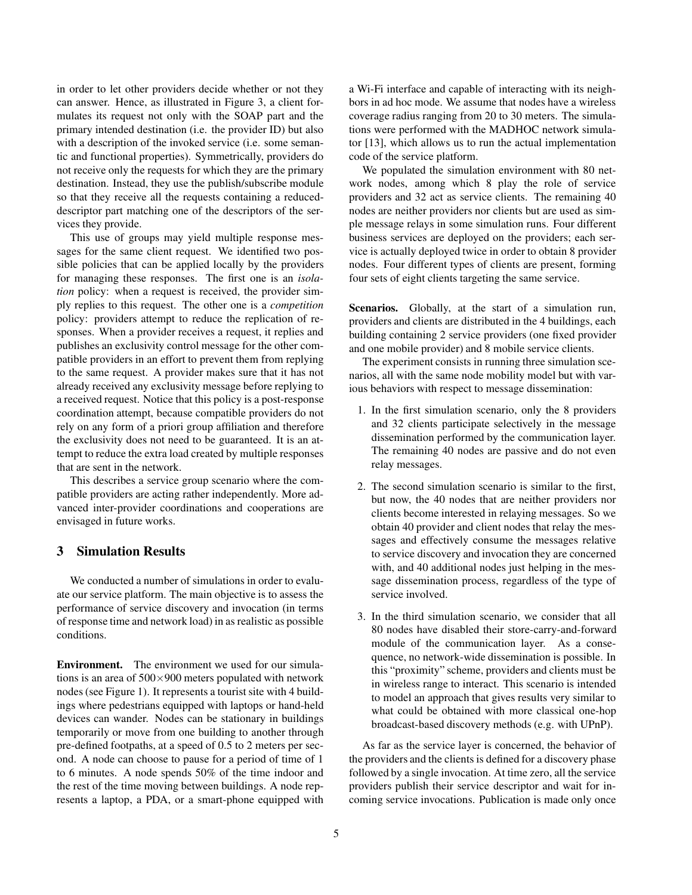in order to let other providers decide whether or not they can answer. Hence, as illustrated in Figure 3, a client formulates its request not only with the SOAP part and the primary intended destination (i.e. the provider ID) but also with a description of the invoked service (i.e. some semantic and functional properties). Symmetrically, providers do not receive only the requests for which they are the primary destination. Instead, they use the publish/subscribe module so that they receive all the requests containing a reduced-descriptor part matching one of the descriptors of the services they provide.

This use of groups may yield multiple response messages for the same client request. We identified two possible policies that can be applied locally by the providers for managing these responses. The first one is an *isolation* policy: when a request is received, the provider simply replies to this request. The other one is a *competition* policy: providers attempt to reduce the replication of responses. When a provider receives a request, it replies and publishes an exclusivity control message for the other compatible providers in an effort to prevent them from replying to the same request. A provider makes sure that it has not already received any exclusivity message before replying to a received request. Notice that this policy is a post-response coordination attempt, because compatible providers do not rely on any form of a priori group affiliation and therefore the exclusivity does not need to be guaranteed. It is an attempt to reduce the extra load created by multiple responses that are sent in the network.

This describes a service group scenario where the compatible providers are acting rather independently. More advanced inter-provider coordinations and cooperations are envisaged in future works.

## 3 Simulation Results

We conducted a number of simulations in order to evaluate our service platform. The main objective is to assess the performance of service discovery and invocation (in terms of response time and network load) in as realistic as possible conditions.

**Environment.** The environment we used for our simulations is an area of $500 \times 900$ meters populated with network nodes (see Figure 1). It represents a tourist site with 4 buildings where pedestrians equipped with laptops or hand-held devices can wander. Nodes can be stationary in buildings temporarily or move from one building to another through pre-defined footpaths, at a speed of 0.5 to 2 meters per second. A node can choose to pause for a period of time of 1 to 6 minutes. A node spends 50% of the time indoor and the rest of the time moving between buildings. A node represents a laptop, a PDA, or a smart-phone equipped with a Wi-Fi interface and capable of interacting with its neighbors in ad hoc mode. We assume that nodes have a wireless coverage radius ranging from 20 to 30 meters. The simulations were performed with the MADHOC network simulator [13], which allows us to run the actual implementation code of the service platform.

We populated the simulation environment with 80 network nodes, among which 8 play the role of service providers and 32 act as service clients. The remaining 40 nodes are neither providers nor clients but are used as simple message relays in some simulation runs. Four different business services are deployed on the providers; each service is actually deployed twice in order to obtain 8 provider nodes. Four different types of clients are present, forming four sets of eight clients targeting the same service.

**Scenarios.** Globally, at the start of a simulation run, providers and clients are distributed in the 4 buildings, each building containing 2 service providers (one fixed provider and one mobile provider) and 8 mobile service clients.

The experiment consists in running three simulation scenarios, all with the same node mobility model but with various behaviors with respect to message dissemination:

1. In the first simulation scenario, only the 8 providers and 32 clients participate selectively in the message dissemination performed by the communication layer. The remaining 40 nodes are passive and do not even relay messages.
2. The second simulation scenario is similar to the first, but now, the 40 nodes that are neither providers nor clients become interested in relaying messages. So we obtain 40 provider and client nodes that relay the messages and effectively consume the messages relative to service discovery and invocation they are concerned with, and 40 additional nodes just helping in the message dissemination process, regardless of the type of service involved.
3. In the third simulation scenario, we consider that all 80 nodes have disabled their store-carry-and-forward module of the communication layer. As a consequence, no network-wide dissemination is possible. In this "proximity" scheme, providers and clients must be in wireless range to interact. This scenario is intended to model an approach that gives results very similar to what could be obtained with more classical one-hop broadcast-based discovery methods (e.g. with UPnP).

As far as the service layer is concerned, the behavior of the providers and the clients is defined for a discovery phase followed by a single invocation. At time zero, all the service providers publish their service descriptor and wait for incoming service invocations. Publication is made only once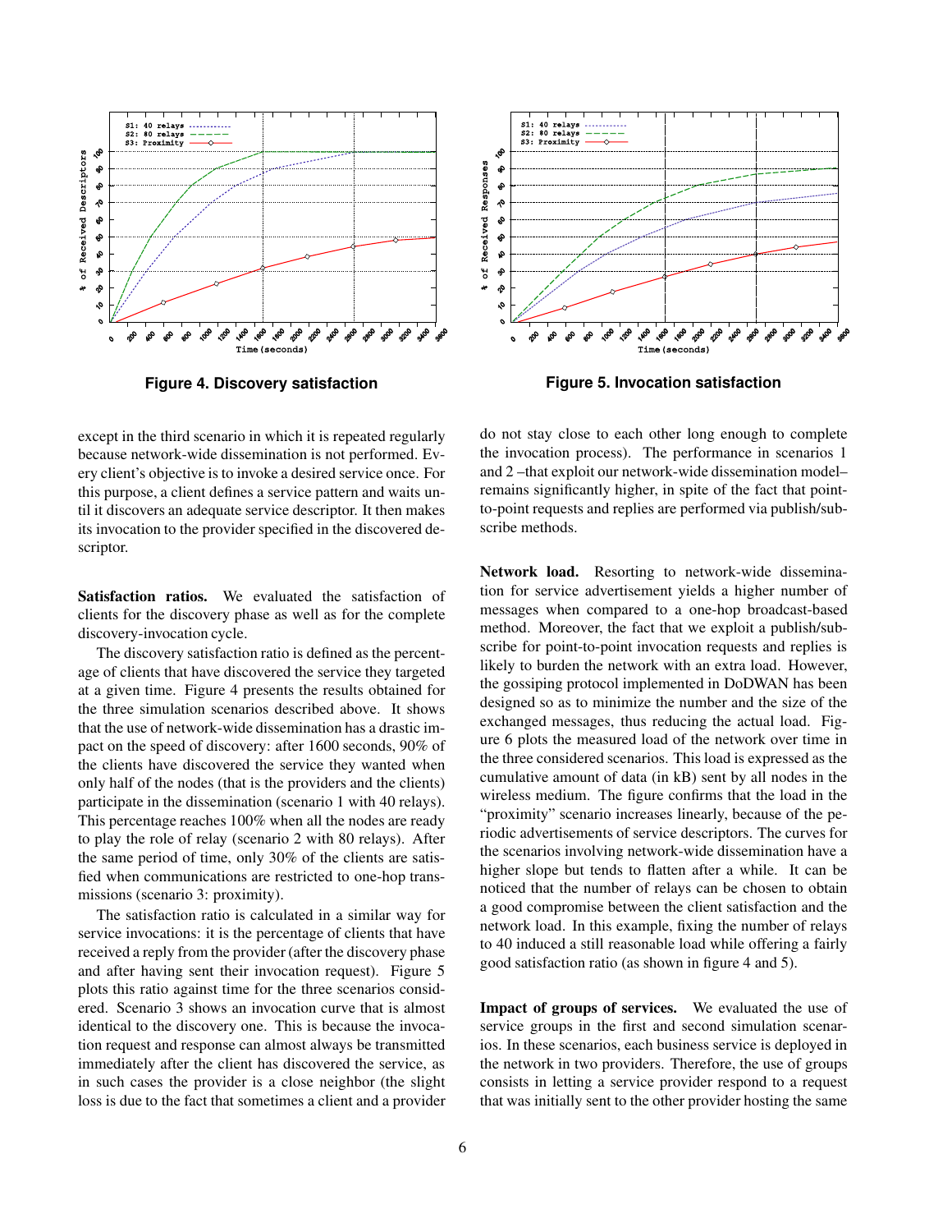Figure 4. Discovery satisfaction

Figure 5. Invocation satisfaction

except in the third scenario in which it is repeated regularly because network-wide dissemination is not performed. Every client's objective is to invoke a desired service once. For this purpose, a client defines a service pattern and waits until it discovers an adequate service descriptor. It then makes its invocation to the provider specified in the discovered descriptor.

**Satisfaction ratios.** We evaluated the satisfaction of clients for the discovery phase as well as for the complete discovery-invocation cycle.

The discovery satisfaction ratio is defined as the percentage of clients that have discovered the service they targeted at a given time. Figure 4 presents the results obtained for the three simulation scenarios described above. It shows that the use of network-wide dissemination has a drastic impact on the speed of discovery: after 1600 seconds, 90% of the clients have discovered the service they wanted when only half of the nodes (that is the providers and the clients) participate in the dissemination (scenario 1 with 40 relays). This percentage reaches 100% when all the nodes are ready to play the role of relay (scenario 2 with 80 relays). After the same period of time, only 30% of the clients are satisfied when communications are restricted to one-hop transmissions (scenario 3: proximity).

The satisfaction ratio is calculated in a similar way for service invocations: it is the percentage of clients that have received a reply from the provider (after the discovery phase and after having sent their invocation request). Figure 5 plots this ratio against time for the three scenarios considered. Scenario 3 shows an invocation curve that is almost identical to the discovery one. This is because the invocation request and response can almost always be transmitted immediately after the client has discovered the service, as in such cases the provider is a close neighbor (the slight loss is due to the fact that sometimes a client and a provider do not stay close to each other long enough to complete the invocation process). The performance in scenarios 1 and 2 –that exploit our network-wide dissemination model– remains significantly higher, in spite of the fact that point-to-point requests and replies are performed via publish/subscribe methods.

**Network load.** Resorting to network-wide dissemination for service advertisement yields a higher number of messages when compared to a one-hop broadcast-based method. Moreover, the fact that we exploit a publish/subscribe for point-to-point invocation requests and replies is likely to burden the network with an extra load. However, the gossiping protocol implemented in DoDWAN has been designed so as to minimize the number and the size of the exchanged messages, thus reducing the actual load. Figure 6 plots the measured load of the network over time in the three considered scenarios. This load is expressed as the cumulative amount of data (in kB) sent by all nodes in the wireless medium. The figure confirms that the load in the "proximity" scenario increases linearly, because of the periodic advertisements of service descriptors. The curves for the scenarios involving network-wide dissemination have a higher slope but tends to flatten after a while. It can be noticed that the number of relays can be chosen to obtain a good compromise between the client satisfaction and the network load. In this example, fixing the number of relays to 40 induced a still reasonable load while offering a fairly good satisfaction ratio (as shown in figure 4 and 5).

**Impact of groups of services.** We evaluated the use of service groups in the first and second simulation scenarios. In these scenarios, each business service is deployed in the network in two providers. Therefore, the use of groups consists in letting a service provider respond to a request that was initially sent to the other provider hosting the same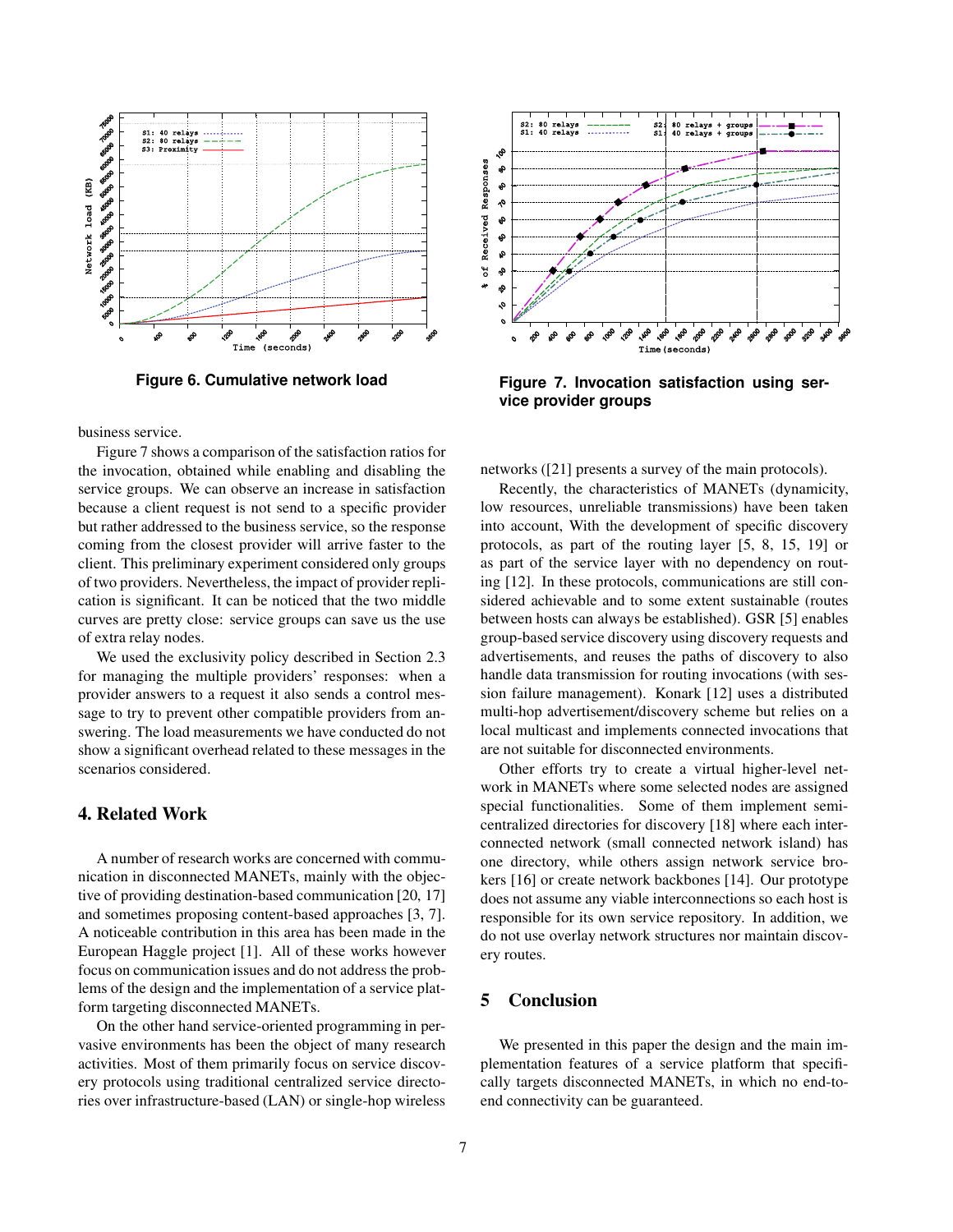Figure 6. Cumulative network load

Figure 7. Invocation satisfaction using service provider groups

business service.

Figure 7 shows a comparison of the satisfaction ratios for the invocation, obtained while enabling and disabling the service groups. We can observe an increase in satisfaction because a client request is not send to a specific provider but rather addressed to the business service, so the response coming from the closest provider will arrive faster to the client. This preliminary experiment considered only groups of two providers. Nevertheless, the impact of provider replication is significant. It can be noticed that the two middle curves are pretty close: service groups can save us the use of extra relay nodes.

We used the exclusivity policy described in Section 2.3 for managing the multiple providers' responses: when a provider answers to a request it also sends a control message to try to prevent other compatible providers from answering. The load measurements we have conducted do not show a significant overhead related to these messages in the scenarios considered.

## 4. Related Work

A number of research works are concerned with communication in disconnected MANETs, mainly with the objective of providing destination-based communication [20, 17] and sometimes proposing content-based approaches [3, 7]. A noticeable contribution in this area has been made in the European Haggle project [1]. All of these works however focus on communication issues and do not address the problems of the design and the implementation of a service platform targeting disconnected MANETs.

On the other hand service-oriented programming in pervasive environments has been the object of many research activities. Most of them primarily focus on service discovery protocols using traditional centralized service directories over infrastructure-based (LAN) or single-hop wireless networks ([21] presents a survey of the main protocols).

Recently, the characteristics of MANETs (dynamicity, low resources, unreliable transmissions) have been taken into account, With the development of specific discovery protocols, as part of the routing layer [5, 8, 15, 19] or as part of the service layer with no dependency on routing [12]. In these protocols, communications are still considered achievable and to some extent sustainable (routes between hosts can always be established). GSR [5] enables group-based service discovery using discovery requests and advertisements, and reuses the paths of discovery to also handle data transmission for routing invocations (with session failure management). Konark [12] uses a distributed multi-hop advertisement/discovery scheme but relies on a local multicast and implements connected invocations that are not suitable for disconnected environments.

Other efforts try to create a virtual higher-level network in MANETs where some selected nodes are assigned special functionalities. Some of them implement semi-centralized directories for discovery [18] where each interconnected network (small connected network island) has one directory, while others assign network service brokers [16] or create network backbones [14]. Our prototype does not assume any viable interconnections so each host is responsible for its own service repository. In addition, we do not use overlay network structures nor maintain discovery routes.

## 5 Conclusion

We presented in this paper the design and the main implementation features of a service platform that specifically targets disconnected MANETs, in which no end-to-end connectivity can be guaranteed.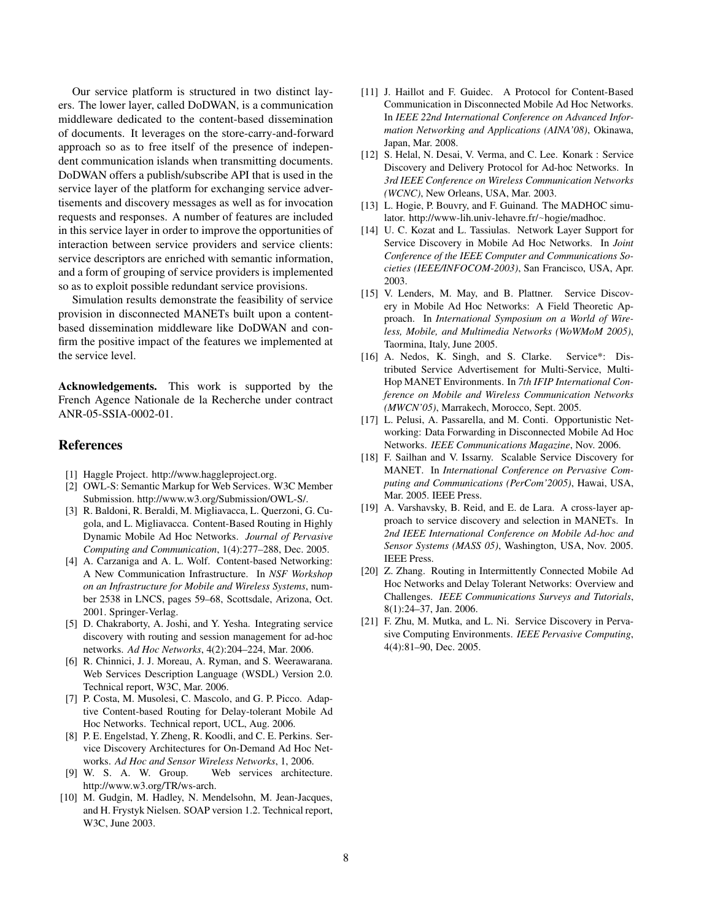Our service platform is structured in two distinct layers. The lower layer, called DoDWAN, is a communication middleware dedicated to the content-based dissemination of documents. It leverages on the store-carry-and-forward approach so as to free itself of the presence of independent communication islands when transmitting documents. DoDWAN offers a publish/subscribe API that is used in the service layer of the platform for exchanging service advertisements and discovery messages as well as for invocation requests and responses. A number of features are included in this service layer in order to improve the opportunities of interaction between service providers and service clients: service descriptors are enriched with semantic information, and a form of grouping of service providers is implemented so as to exploit possible redundant service provisions.

Simulation results demonstrate the feasibility of service provision in disconnected MANETs built upon a content-based dissemination middleware like DoDWAN and confirm the positive impact of the features we implemented at the service level.

**Acknowledgements.** This work is supported by the French Agence Nationale de la Recherche under contract ANR-05-SSIA-0002-01.

## References

[1] Haggle Project. http://www.haggleproject.org.

[2] OWL-S: Semantic Markup for Web Services. W3C Member Submission. http://www.w3.org/Submission/OWL-S/.

[3] R. Baldoni, R. Beraldi, M. Migliavacca, L. Querzoni, G. Cugola, and L. Migliavacca. Content-Based Routing in Highly Dynamic Mobile Ad Hoc Networks. *Journal of Pervasive Computing and Communication*, 1(4):277–288, Dec. 2005.

[4] A. Carzaniga and A. L. Wolf. Content-based Networking: A New Communication Infrastructure. In *NSF Workshop on an Infrastructure for Mobile and Wireless Systems*, number 2538 in LNCS, pages 59–68, Scottsdale, Arizona, Oct. 2001. Springer-Verlag.

[5] D. Chakraborty, A. Joshi, and Y. Yesha. Integrating service discovery with routing and session management for ad-hoc networks. *Ad Hoc Networks*, 4(2):204–224, Mar. 2006.

[6] R. Chinnici, J. J. Moreau, A. Ryman, and S. Weerawarana. Web Services Description Language (WSDL) Version 2.0. Technical report, W3C, Mar. 2006.

[7] P. Costa, M. Musolesi, C. Mascolo, and G. P. Picco. Adaptive Content-based Routing for Delay-tolerant Mobile Ad Hoc Networks. Technical report, UCL, Aug. 2006.

[8] P. E. Engelstad, Y. Zheng, R. Koodli, and C. E. Perkins. Service Discovery Architectures for On-Demand Ad Hoc Networks. *Ad Hoc and Sensor Wireless Networks*, 1, 2006.

[9] W. S. A. W. Group. Web services architecture. http://www.w3.org/TR/ws-arch.

[10] M. Gudgin, M. Hadley, N. Mendelsohn, M. Jean-Jacques, and H. Frystyk Nielsen. SOAP version 1.2. Technical report, W3C, June 2003.

[11] J. Haillot and F. Guidec. A Protocol for Content-Based Communication in Disconnected Mobile Ad Hoc Networks. In *IEEE 22nd International Conference on Advanced Information Networking and Applications (AINA'08)*, Okinawa, Japan, Mar. 2008.

[12] S. Helal, N. Desai, V. Verma, and C. Lee. Konark : Service Discovery and Delivery Protocol for Ad-hoc Networks. In *3rd IEEE Conference on Wireless Communication Networks (WCNC)*, New Orleans, USA, Mar. 2003.

[13] L. Hogie, P. Bouvry, and F. Guinand. The MADHOC simulator. http://www-lih.univ-lehavre.fr/~hogie/madhoc.

[14] U. C. Kozat and L. Tassiulas. Network Layer Support for Service Discovery in Mobile Ad Hoc Networks. In *Joint Conference of the IEEE Computer and Communications Societies (IEEE/INFOCOM-2003)*, San Francisco, USA, Apr. 2003.

[15] V. Lenders, M. May, and B. Plattner. Service Discovery in Mobile Ad Hoc Networks: A Field Theoretic Approach. In *International Symposium on a World of Wireless, Mobile, and Multimedia Networks (WoWMoM 2005)*, Taormina, Italy, June 2005.

[16] A. Nedos, K. Singh, and S. Clarke. Service*: Distributed Service Advertisement for Multi-Service, Multi-Hop MANET Environments. In *7th IFIP International Conference on Mobile and Wireless Communication Networks (MWCN'05)*, Marrakech, Morocco, Sept. 2005.

[17] L. Pelusi, A. Passarella, and M. Conti. Opportunistic Networking: Data Forwarding in Disconnected Mobile Ad Hoc Networks. *IEEE Communications Magazine*, Nov. 2006.

[18] F. Sailhan and V. Issarny. Scalable Service Discovery for MANET. In *International Conference on Pervasive Computing and Communications (PerCom'2005)*, Hawai, USA, Mar. 2005. IEEE Press.

[19] A. Varshavsky, B. Reid, and E. de Lara. A cross-layer approach to service discovery and selection in MANETs. In *2nd IEEE International Conference on Mobile Ad-hoc and Sensor Systems (MASS 05)*, Washington, USA, Nov. 2005. IEEE Press.

[20] Z. Zhang. Routing in Intermittently Connected Mobile Ad Hoc Networks and Delay Tolerant Networks: Overview and Challenges. *IEEE Communications Surveys and Tutorials*, 8(1):24–37, Jan. 2006.

[21] F. Zhu, M. Mutka, and L. Ni. Service Discovery in Pervasive Computing Environments. *IEEE Pervasive Computing*, 4(4):81–90, Dec. 2005.